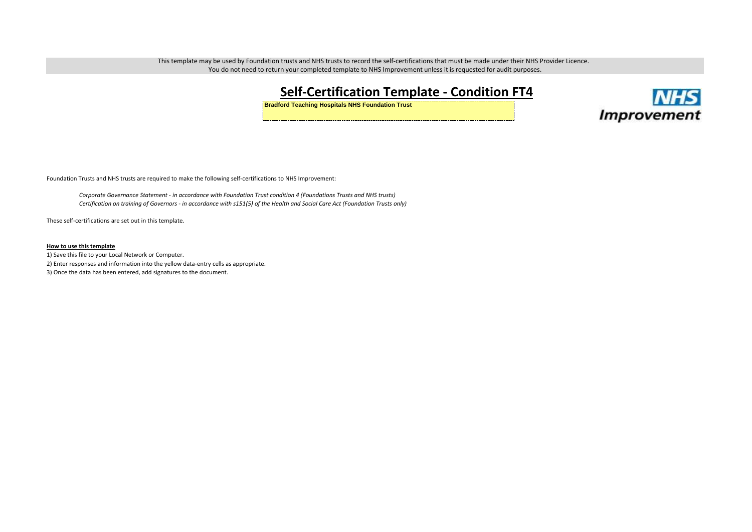This template may be used by Foundation trusts and NHS trusts to record the self-certifications that must be made under their NHS Provider Licence.
You do not need to return your completed template to NHS Improvement unless it is requested for audit purposes.

# Self-Certification Template - Condition FT4

**Bradford Teaching Hospitals NHS Foundation Trust**

NHS Improvement

Foundation Trusts and NHS trusts are required to make the following self-certifications to NHS Improvement:

*Corporate Governance Statement - in accordance with Foundation Trust condition 4 (Foundations Trusts and NHS trusts)*
*Certification on training of Governors - in accordance with s151(5) of the Health and Social Care Act (Foundation Trusts only)*

These self-certifications are set out in this template.

**How to use this template**

1) Save this file to your Local Network or Computer.
2) Enter responses and information into the yellow data-entry cells as appropriate.
3) Once the data has been entered, add signatures to the document.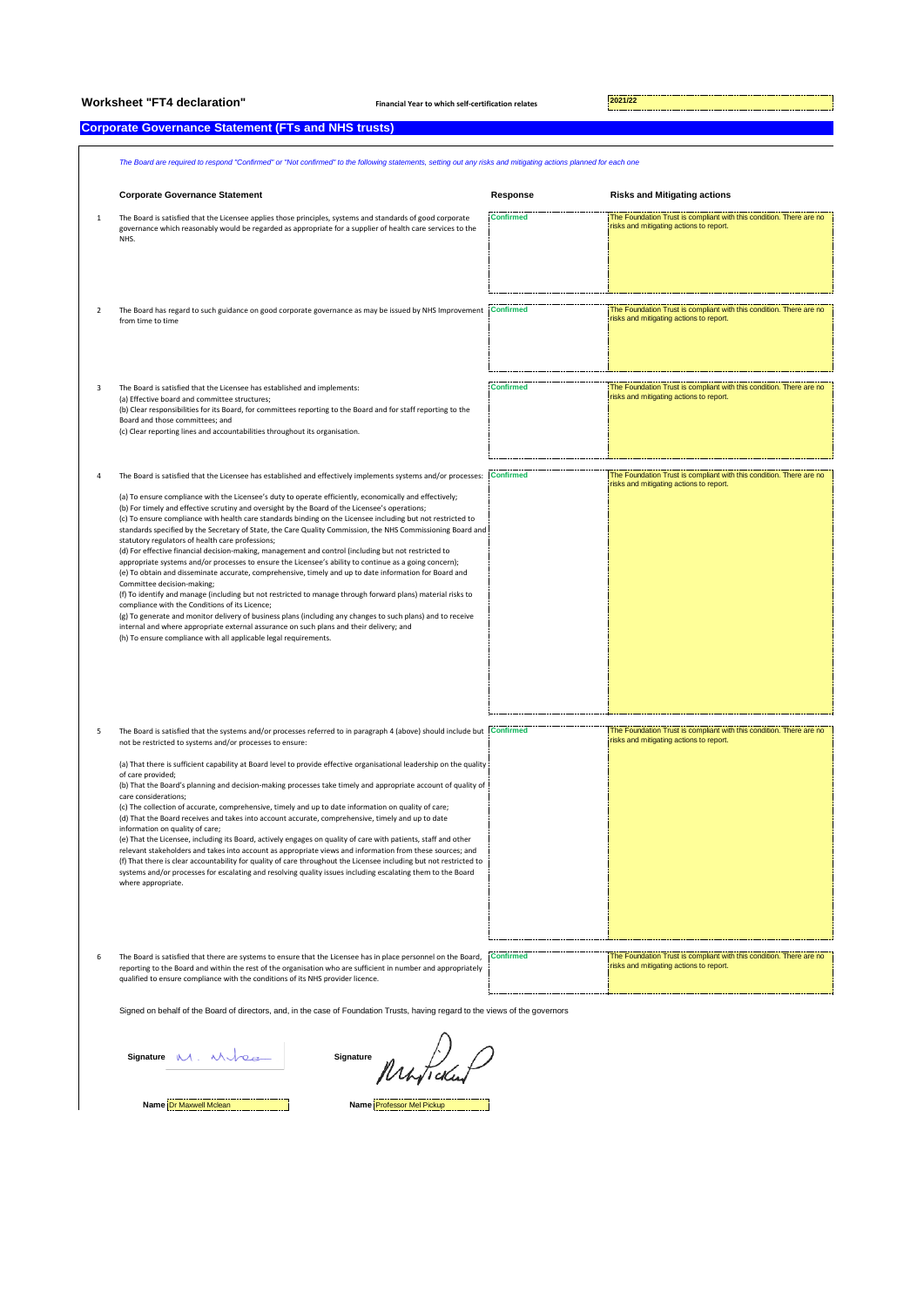**Worksheet "FT4 declaration"** **Financial Year to which self-certification relates** 2021/22

## Corporate Governance Statement (FTs and NHS trusts)

*The Board are required to respond "Confirmed" or "Not confirmed" to the following statements, setting out any risks and mitigating actions planned for each one*

| | Corporate Governance Statement | Response | Risks and Mitigating actions |
|---|---|---|---|
| 1 | The Board is satisfied that the Licensee applies those principles, systems and standards of good corporate governance which reasonably would be regarded as appropriate for a supplier of health care services to the NHS. | Confirmed | The Foundation Trust is compliant with this condition. There are no risks and mitigating actions to report. |
| 2 | The Board has regard to such guidance on good corporate governance as may be issued by NHS Improvement from time to time | Confirmed | The Foundation Trust is compliant with this condition. There are no risks and mitigating actions to report. |
| 3 | The Board is satisfied that the Licensee has established and implements:<br>(a) Effective board and committee structures;<br>(b) Clear responsibilities for its Board, for committees reporting to the Board and for staff reporting to the Board and those committees; and<br>(c) Clear reporting lines and accountabilities throughout its organisation. | Confirmed | The Foundation Trust is compliant with this condition. There are no risks and mitigating actions to report. |
| 4 | The Board is satisfied that the Licensee has established and effectively implements systems and/or processes:<br>(a) To ensure compliance with the Licensee's duty to operate efficiently, economically and effectively;<br>(b) For timely and effective scrutiny and oversight by the Board of the Licensee's operations;<br>(c) To ensure compliance with health care standards binding on the Licensee including but not restricted to standards specified by the Secretary of State, the Care Quality Commission, the NHS Commissioning Board and statutory regulators of health care professions;<br>(d) For effective financial decision-making, management and control (including but not restricted to appropriate systems and/or processes to ensure the Licensee's ability to continue as a going concern);<br>(e) To obtain and disseminate accurate, comprehensive, timely and up to date information for Board and Committee decision-making;<br>(f) To identify and manage (including but not restricted to manage through forward plans) material risks to compliance with the Conditions of its Licence;<br>(g) To generate and monitor delivery of business plans (including any changes to such plans) and to receive internal and where appropriate external assurance on such plans and their delivery; and<br>(h) To ensure compliance with all applicable legal requirements. | Confirmed | The Foundation Trust is compliant with this condition. There are no risks and mitigating actions to report. |
| 5 | The Board is satisfied that the systems and/or processes referred to in paragraph 4 (above) should include but not be restricted to systems and/or processes to ensure:<br>(a) That there is sufficient capability at Board level to provide effective organisational leadership on the quality of care provided;<br>(b) That the Board's planning and decision-making processes take timely and appropriate account of quality of care considerations;<br>(c) The collection of accurate, comprehensive, timely and up to date information on quality of care;<br>(d) That the Board receives and takes into account accurate, comprehensive, timely and up to date information on quality of care;<br>(e) That the Licensee, including its Board, actively engages on quality of care with patients, staff and other relevant stakeholders and takes into account as appropriate views and information from these sources; and<br>(f) That there is clear accountability for quality of care throughout the Licensee including but not restricted to systems and/or processes for escalating and resolving quality issues including escalating them to the Board where appropriate. | Confirmed | The Foundation Trust is compliant with this condition. There are no risks and mitigating actions to report. |
| 6 | The Board is satisfied that there are systems to ensure that the Licensee has in place personnel on the Board, reporting to the Board and within the rest of the organisation who are sufficient in number and appropriately qualified to ensure compliance with the conditions of its NHS provider licence. | Confirmed | The Foundation Trust is compliant with this condition. There are no risks and mitigating actions to report. |

Signed on behalf of the Board of directors, and, in the case of Foundation Trusts, having regard to the views of the governors

**Signature** M. Mclean **Signature** M Pickup

**Name** Dr Maxwell Mclean **Name** Professor Mel Pickup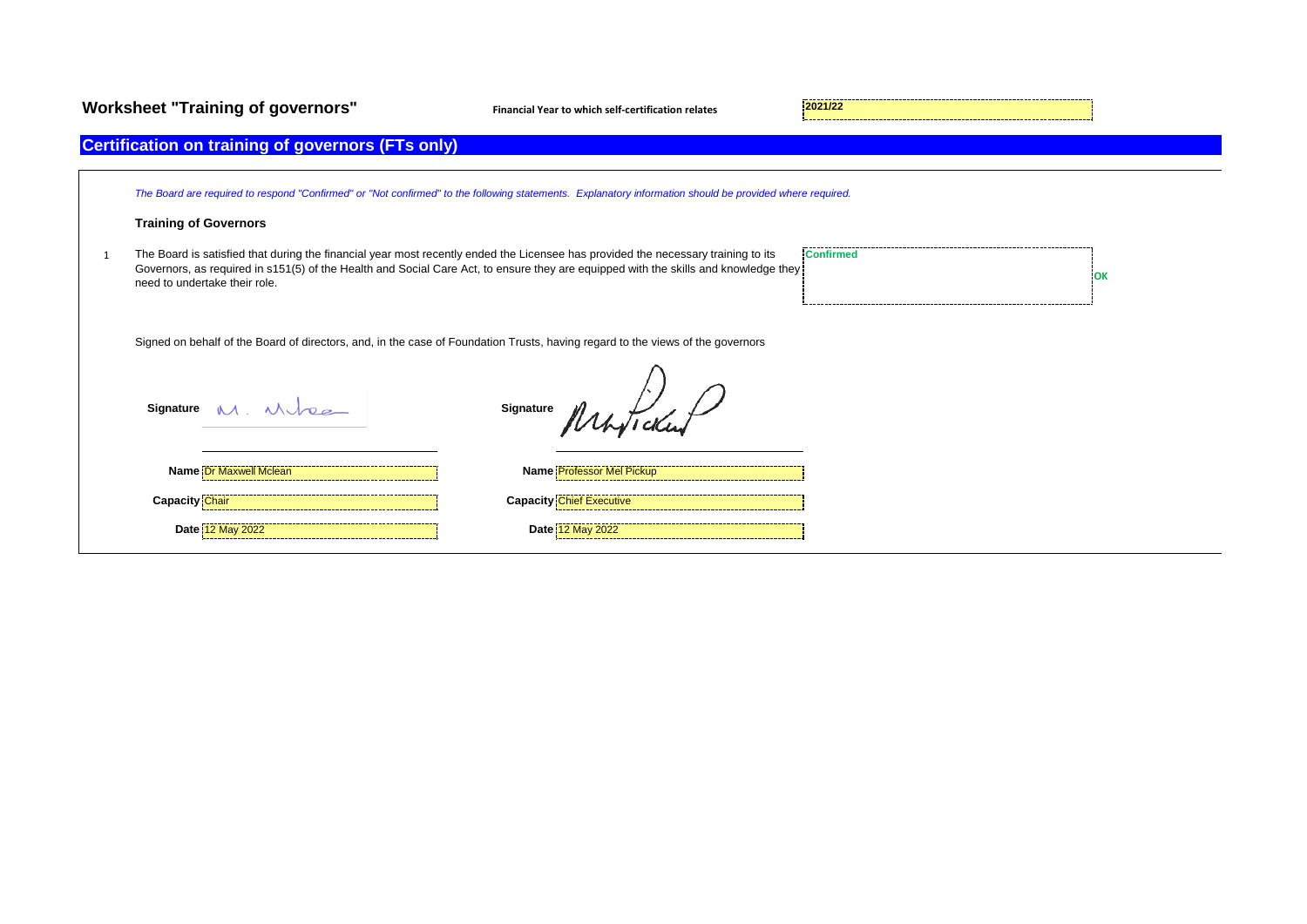# Worksheet "Training of governors"

**Financial Year to which self-certification relates** 2021/22

## Certification on training of governors (FTs only)

*The Board are required to respond "Confirmed" or "Not confirmed" to the following statements. Explanatory information should be provided where required.*

### Training of Governors

1 The Board is satisfied that during the financial year most recently ended the Licensee has provided the necessary training to its Governors, as required in s151(5) of the Health and Social Care Act, to ensure they are equipped with the skills and knowledge they need to undertake their role.

**Confirmed**

**OK**

Signed on behalf of the Board of directors, and, in the case of Foundation Trusts, having regard to the views of the governors

| | | | |
|---|---|---|---|
| **Signature** | M. Mclean | **Signature** | Mel Pickup |
| **Name** | Dr Maxwell Mclean | **Name** | Professor Mel Pickup |
| **Capacity** | Chair | **Capacity** | Chief Executive |
| **Date** | 12 May 2022 | **Date** | 12 May 2022 |